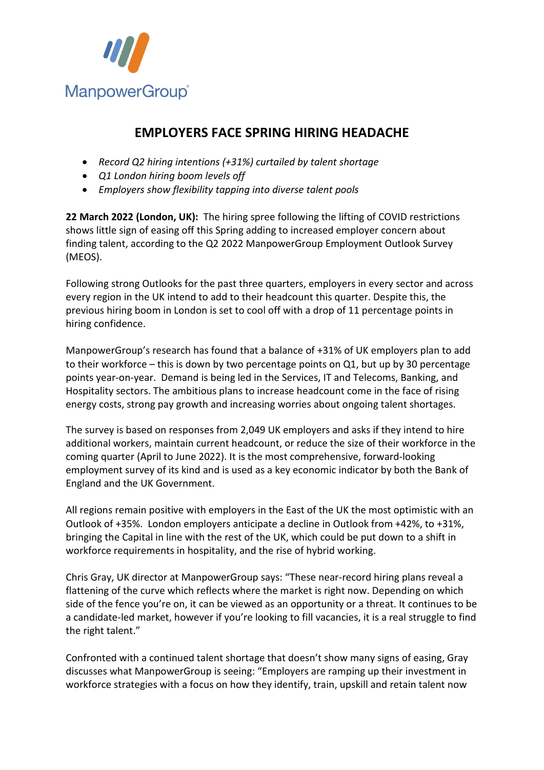ManpowerGroup

# EMPLOYERS FACE SPRING HIRING HEADACHE

- *Record Q2 hiring intentions (+31%) curtailed by talent shortage*
- *Q1 London hiring boom levels off*
- *Employers show flexibility tapping into diverse talent pools*

**22 March 2022 (London, UK):** The hiring spree following the lifting of COVID restrictions shows little sign of easing off this Spring adding to increased employer concern about finding talent, according to the Q2 2022 ManpowerGroup Employment Outlook Survey (MEOS).

Following strong Outlooks for the past three quarters, employers in every sector and across every region in the UK intend to add to their headcount this quarter. Despite this, the previous hiring boom in London is set to cool off with a drop of 11 percentage points in hiring confidence.

ManpowerGroup's research has found that a balance of +31% of UK employers plan to add to their workforce – this is down by two percentage points on Q1, but up by 30 percentage points year-on-year. Demand is being led in the Services, IT and Telecoms, Banking, and Hospitality sectors. The ambitious plans to increase headcount come in the face of rising energy costs, strong pay growth and increasing worries about ongoing talent shortages.

The survey is based on responses from 2,049 UK employers and asks if they intend to hire additional workers, maintain current headcount, or reduce the size of their workforce in the coming quarter (April to June 2022). It is the most comprehensive, forward-looking employment survey of its kind and is used as a key economic indicator by both the Bank of England and the UK Government.

All regions remain positive with employers in the East of the UK the most optimistic with an Outlook of +35%. London employers anticipate a decline in Outlook from +42%, to +31%, bringing the Capital in line with the rest of the UK, which could be put down to a shift in workforce requirements in hospitality, and the rise of hybrid working.

Chris Gray, UK director at ManpowerGroup says: "These near-record hiring plans reveal a flattening of the curve which reflects where the market is right now. Depending on which side of the fence you're on, it can be viewed as an opportunity or a threat. It continues to be a candidate-led market, however if you're looking to fill vacancies, it is a real struggle to find the right talent."

Confronted with a continued talent shortage that doesn't show many signs of easing, Gray discusses what ManpowerGroup is seeing: "Employers are ramping up their investment in workforce strategies with a focus on how they identify, train, upskill and retain talent now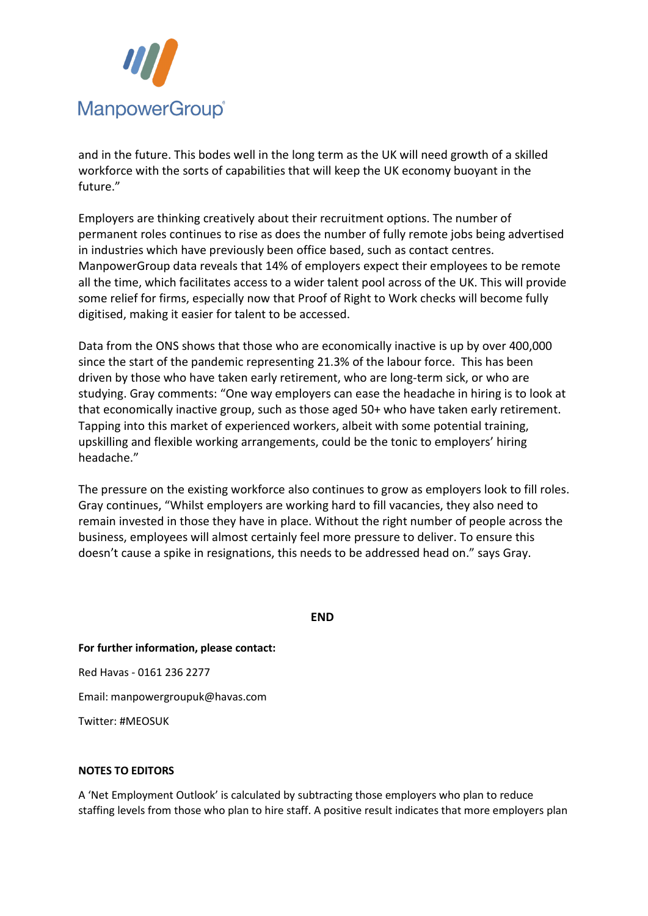and in the future. This bodes well in the long term as the UK will need growth of a skilled workforce with the sorts of capabilities that will keep the UK economy buoyant in the future."

Employers are thinking creatively about their recruitment options. The number of permanent roles continues to rise as does the number of fully remote jobs being advertised in industries which have previously been office based, such as contact centres. ManpowerGroup data reveals that 14% of employers expect their employees to be remote all the time, which facilitates access to a wider talent pool across of the UK. This will provide some relief for firms, especially now that Proof of Right to Work checks will become fully digitised, making it easier for talent to be accessed.

Data from the ONS shows that those who are economically inactive is up by over 400,000 since the start of the pandemic representing 21.3% of the labour force. This has been driven by those who have taken early retirement, who are long-term sick, or who are studying. Gray comments: "One way employers can ease the headache in hiring is to look at that economically inactive group, such as those aged 50+ who have taken early retirement. Tapping into this market of experienced workers, albeit with some potential training, upskilling and flexible working arrangements, could be the tonic to employers' hiring headache."

The pressure on the existing workforce also continues to grow as employers look to fill roles. Gray continues, "Whilst employers are working hard to fill vacancies, they also need to remain invested in those they have in place. Without the right number of people across the business, employees will almost certainly feel more pressure to deliver. To ensure this doesn't cause a spike in resignations, this needs to be addressed head on." says Gray.

**END**

**For further information, please contact:**

Red Havas - 0161 236 2277

Email: manpowergroupuk@havas.com

Twitter: #MEOSUK

**NOTES TO EDITORS**

A 'Net Employment Outlook' is calculated by subtracting those employers who plan to reduce staffing levels from those who plan to hire staff. A positive result indicates that more employers plan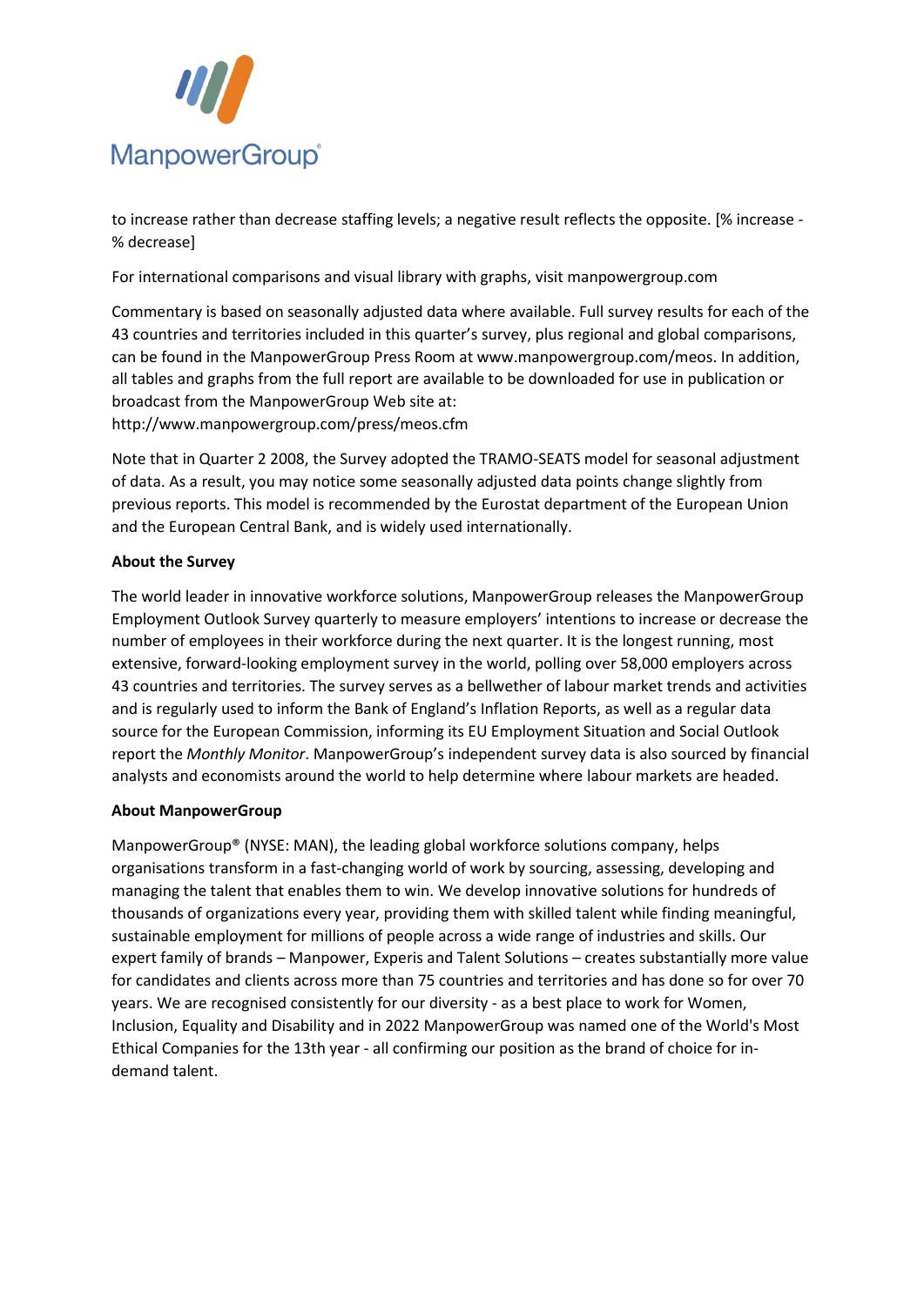to increase rather than decrease staffing levels; a negative result reflects the opposite. [% increase - % decrease]

For international comparisons and visual library with graphs, visit manpowergroup.com

Commentary is based on seasonally adjusted data where available. Full survey results for each of the 43 countries and territories included in this quarter's survey, plus regional and global comparisons, can be found in the ManpowerGroup Press Room at www.manpowergroup.com/meos. In addition, all tables and graphs from the full report are available to be downloaded for use in publication or broadcast from the ManpowerGroup Web site at:
http://www.manpowergroup.com/press/meos.cfm

Note that in Quarter 2 2008, the Survey adopted the TRAMO-SEATS model for seasonal adjustment of data. As a result, you may notice some seasonally adjusted data points change slightly from previous reports. This model is recommended by the Eurostat department of the European Union and the European Central Bank, and is widely used internationally.

**About the Survey**

The world leader in innovative workforce solutions, ManpowerGroup releases the ManpowerGroup Employment Outlook Survey quarterly to measure employers' intentions to increase or decrease the number of employees in their workforce during the next quarter. It is the longest running, most extensive, forward-looking employment survey in the world, polling over 58,000 employers across 43 countries and territories. The survey serves as a bellwether of labour market trends and activities and is regularly used to inform the Bank of England's Inflation Reports, as well as a regular data source for the European Commission, informing its EU Employment Situation and Social Outlook report the *Monthly Monitor*. ManpowerGroup's independent survey data is also sourced by financial analysts and economists around the world to help determine where labour markets are headed.

**About ManpowerGroup**

ManpowerGroup® (NYSE: MAN), the leading global workforce solutions company, helps organisations transform in a fast-changing world of work by sourcing, assessing, developing and managing the talent that enables them to win. We develop innovative solutions for hundreds of thousands of organizations every year, providing them with skilled talent while finding meaningful, sustainable employment for millions of people across a wide range of industries and skills. Our expert family of brands – Manpower, Experis and Talent Solutions – creates substantially more value for candidates and clients across more than 75 countries and territories and has done so for over 70 years. We are recognised consistently for our diversity - as a best place to work for Women, Inclusion, Equality and Disability and in 2022 ManpowerGroup was named one of the World's Most Ethical Companies for the 13th year - all confirming our position as the brand of choice for in-demand talent.